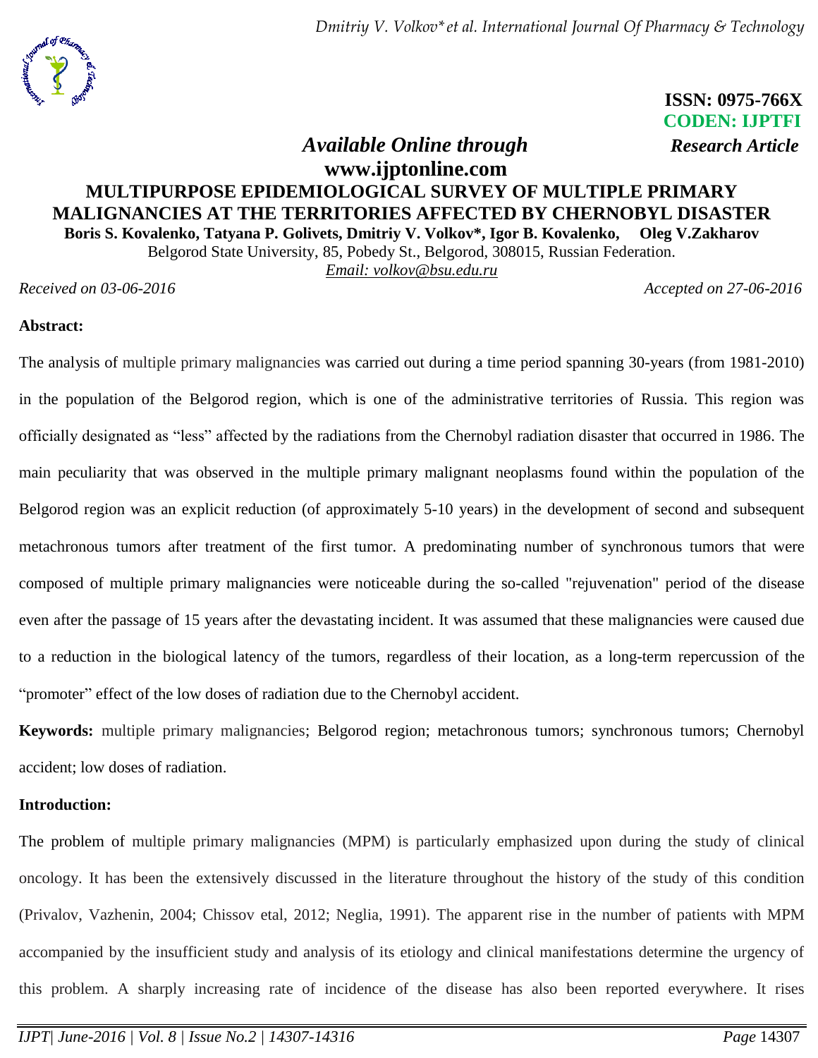**ISSN: 0975-766X**
**CODEN: IJPTFI**

*Available Online through* *Research Article*

**www.ijptonline.com**

# MULTIPURPOSE EPIDEMIOLOGICAL SURVEY OF MULTIPLE PRIMARY MALIGNANCIES AT THE TERRITORIES AFFECTED BY CHERNOBYL DISASTER

**Boris S. Kovalenko, Tatyana P. Golivets, Dmitriy V. Volkov\*, Igor B. Kovalenko, Oleg V.Zakharov**

Belgorod State University, 85, Pobedy St., Belgorod, 308015, Russian Federation.

Email: volkov@bsu.edu.ru

*Received on 03-06-2016* *Accepted on 27-06-2016*

**Abstract:**

The analysis of multiple primary malignancies was carried out during a time period spanning 30-years (from 1981-2010) in the population of the Belgorod region, which is one of the administrative territories of Russia. This region was officially designated as "less" affected by the radiations from the Chernobyl radiation disaster that occurred in 1986. The main peculiarity that was observed in the multiple primary malignant neoplasms found within the population of the Belgorod region was an explicit reduction (of approximately 5-10 years) in the development of second and subsequent metachronous tumors after treatment of the first tumor. A predominating number of synchronous tumors that were composed of multiple primary malignancies were noticeable during the so-called "rejuvenation" period of the disease even after the passage of 15 years after the devastating incident. It was assumed that these malignancies were caused due to a reduction in the biological latency of the tumors, regardless of their location, as a long-term repercussion of the "promoter" effect of the low doses of radiation due to the Chernobyl accident.

**Keywords:** multiple primary malignancies; Belgorod region; metachronous tumors; synchronous tumors; Chernobyl accident; low doses of radiation.

**Introduction:**

The problem of multiple primary malignancies (MPM) is particularly emphasized upon during the study of clinical oncology. It has been the extensively discussed in the literature throughout the history of the study of this condition (Privalov, Vazhenin, 2004; Chissov etal, 2012; Neglia, 1991). The apparent rise in the number of patients with MPM accompanied by the insufficient study and analysis of its etiology and clinical manifestations determine the urgency of this problem. A sharply increasing rate of incidence of the disease has also been reported everywhere. It rises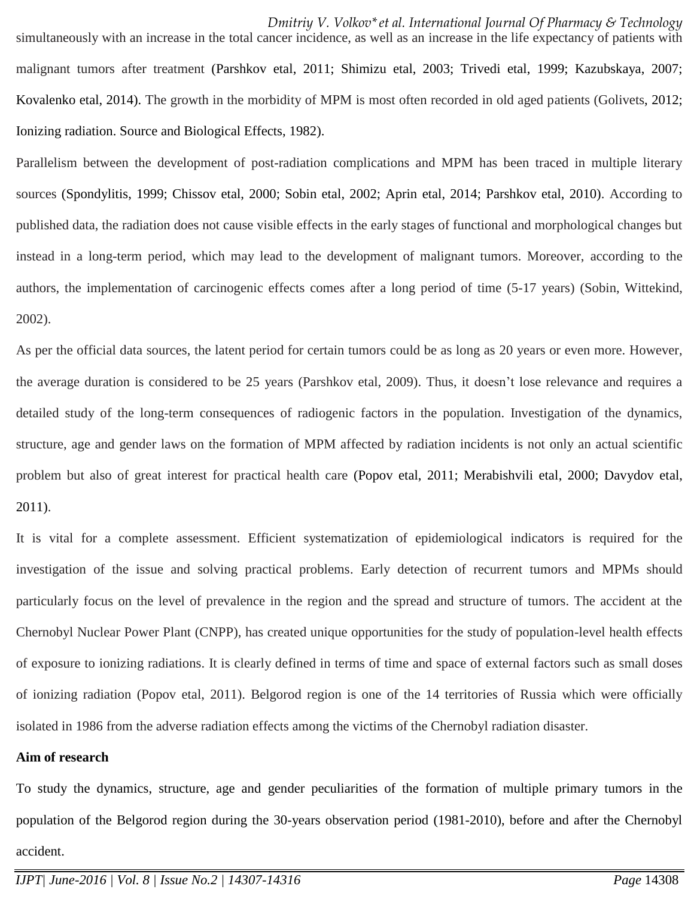simultaneously with an increase in the total cancer incidence, as well as an increase in the life expectancy of patients with malignant tumors after treatment (Parshkov etal, 2011; Shimizu etal, 2003; Trivedi etal, 1999; Kazubskaya, 2007; Kovalenko etal, 2014). The growth in the morbidity of MPM is most often recorded in old aged patients (Golivets, 2012; Ionizing radiation. Source and Biological Effects, 1982).

Parallelism between the development of post-radiation complications and MPM has been traced in multiple literary sources (Spondylitis, 1999; Chissov etal, 2000; Sobin etal, 2002; Aprin etal, 2014; Parshkov etal, 2010). According to published data, the radiation does not cause visible effects in the early stages of functional and morphological changes but instead in a long-term period, which may lead to the development of malignant tumors. Moreover, according to the authors, the implementation of carcinogenic effects comes after a long period of time (5-17 years) (Sobin, Wittekind, 2002).

As per the official data sources, the latent period for certain tumors could be as long as 20 years or even more. However, the average duration is considered to be 25 years (Parshkov etal, 2009). Thus, it doesn't lose relevance and requires a detailed study of the long-term consequences of radiogenic factors in the population. Investigation of the dynamics, structure, age and gender laws on the formation of MPM affected by radiation incidents is not only an actual scientific problem but also of great interest for practical health care (Popov etal, 2011; Merabishvili etal, 2000; Davydov etal, 2011).

It is vital for a complete assessment. Efficient systematization of epidemiological indicators is required for the investigation of the issue and solving practical problems. Early detection of recurrent tumors and MPMs should particularly focus on the level of prevalence in the region and the spread and structure of tumors. The accident at the Chernobyl Nuclear Power Plant (CNPP), has created unique opportunities for the study of population-level health effects of exposure to ionizing radiations. It is clearly defined in terms of time and space of external factors such as small doses of ionizing radiation (Popov etal, 2011). Belgorod region is one of the 14 territories of Russia which were officially isolated in 1986 from the adverse radiation effects among the victims of the Chernobyl radiation disaster.

**Aim of research**

To study the dynamics, structure, age and gender peculiarities of the formation of multiple primary tumors in the population of the Belgorod region during the 30-years observation period (1981-2010), before and after the Chernobyl accident.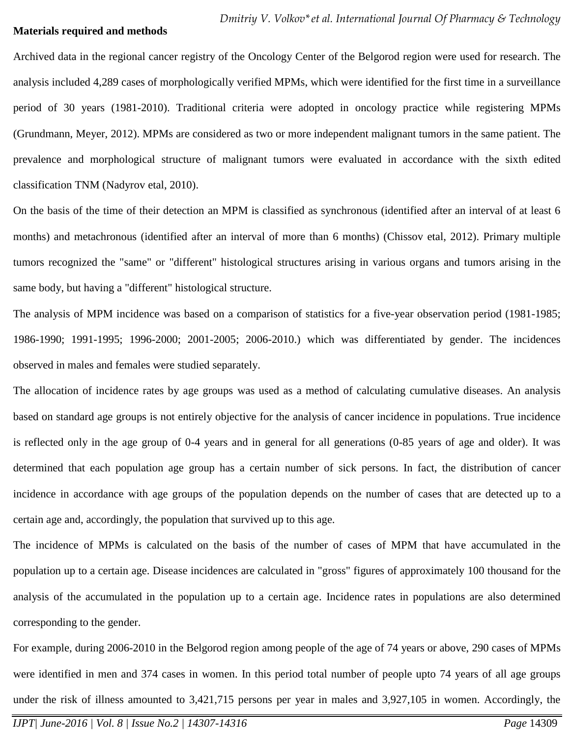**Materials required and methods**

Archived data in the regional cancer registry of the Oncology Center of the Belgorod region were used for research. The analysis included 4,289 cases of morphologically verified MPMs, which were identified for the first time in a surveillance period of 30 years (1981-2010). Traditional criteria were adopted in oncology practice while registering MPMs (Grundmann, Meyer, 2012). MPMs are considered as two or more independent malignant tumors in the same patient. The prevalence and morphological structure of malignant tumors were evaluated in accordance with the sixth edited classification TNM (Nadyrov etal, 2010).

On the basis of the time of their detection an MPM is classified as synchronous (identified after an interval of at least 6 months) and metachronous (identified after an interval of more than 6 months) (Chissov etal, 2012). Primary multiple tumors recognized the "same" or "different" histological structures arising in various organs and tumors arising in the same body, but having a "different" histological structure.

The analysis of MPM incidence was based on a comparison of statistics for a five-year observation period (1981-1985; 1986-1990; 1991-1995; 1996-2000; 2001-2005; 2006-2010.) which was differentiated by gender. The incidences observed in males and females were studied separately.

The allocation of incidence rates by age groups was used as a method of calculating cumulative diseases. An analysis based on standard age groups is not entirely objective for the analysis of cancer incidence in populations. True incidence is reflected only in the age group of 0-4 years and in general for all generations (0-85 years of age and older). It was determined that each population age group has a certain number of sick persons. In fact, the distribution of cancer incidence in accordance with age groups of the population depends on the number of cases that are detected up to a certain age and, accordingly, the population that survived up to this age.

The incidence of MPMs is calculated on the basis of the number of cases of MPM that have accumulated in the population up to a certain age. Disease incidences are calculated in "gross" figures of approximately 100 thousand for the analysis of the accumulated in the population up to a certain age. Incidence rates in populations are also determined corresponding to the gender.

For example, during 2006-2010 in the Belgorod region among people of the age of 74 years or above, 290 cases of MPMs were identified in men and 374 cases in women. In this period total number of people upto 74 years of all age groups under the risk of illness amounted to 3,421,715 persons per year in males and 3,927,105 in women. Accordingly, the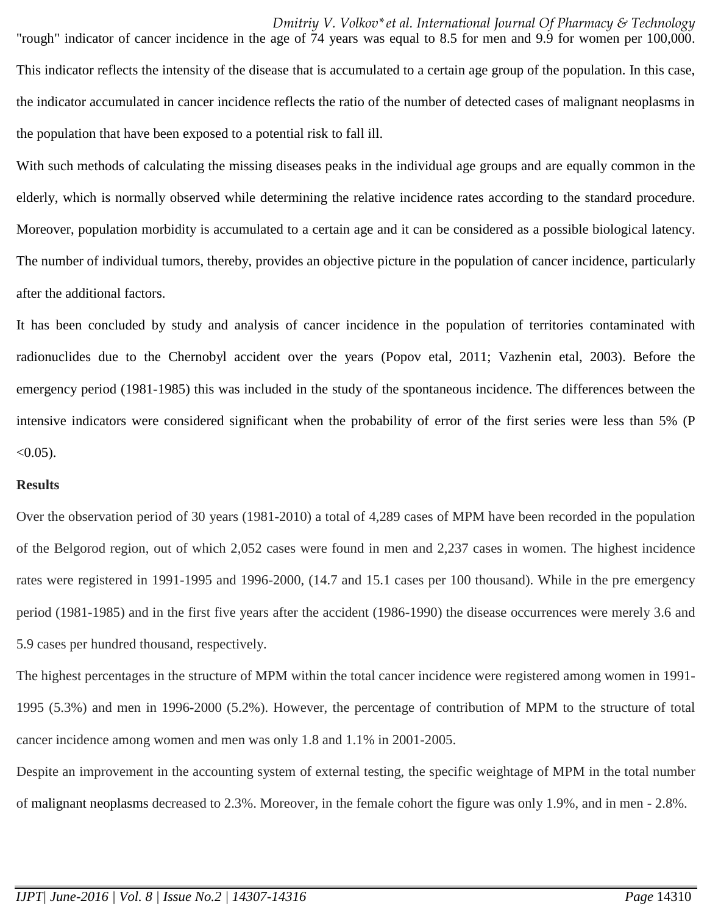"rough" indicator of cancer incidence in the age of 74 years was equal to 8.5 for men and 9.9 for women per 100,000. This indicator reflects the intensity of the disease that is accumulated to a certain age group of the population. In this case, the indicator accumulated in cancer incidence reflects the ratio of the number of detected cases of malignant neoplasms in the population that have been exposed to a potential risk to fall ill.

With such methods of calculating the missing diseases peaks in the individual age groups and are equally common in the elderly, which is normally observed while determining the relative incidence rates according to the standard procedure. Moreover, population morbidity is accumulated to a certain age and it can be considered as a possible biological latency. The number of individual tumors, thereby, provides an objective picture in the population of cancer incidence, particularly after the additional factors.

It has been concluded by study and analysis of cancer incidence in the population of territories contaminated with radionuclides due to the Chernobyl accident over the years (Popov etal, 2011; Vazhenin etal, 2003). Before the emergency period (1981-1985) this was included in the study of the spontaneous incidence. The differences between the intensive indicators were considered significant when the probability of error of the first series were less than 5% ($P < 0.05$).

**Results**

Over the observation period of 30 years (1981-2010) a total of 4,289 cases of MPM have been recorded in the population of the Belgorod region, out of which 2,052 cases were found in men and 2,237 cases in women. The highest incidence rates were registered in 1991-1995 and 1996-2000, (14.7 and 15.1 cases per 100 thousand). While in the pre emergency period (1981-1985) and in the first five years after the accident (1986-1990) the disease occurrences were merely 3.6 and 5.9 cases per hundred thousand, respectively.

The highest percentages in the structure of MPM within the total cancer incidence were registered among women in 1991-1995 (5.3%) and men in 1996-2000 (5.2%). However, the percentage of contribution of MPM to the structure of total cancer incidence among women and men was only 1.8 and 1.1% in 2001-2005.

Despite an improvement in the accounting system of external testing, the specific weightage of MPM in the total number of malignant neoplasms decreased to 2.3%. Moreover, in the female cohort the figure was only 1.9%, and in men - 2.8%.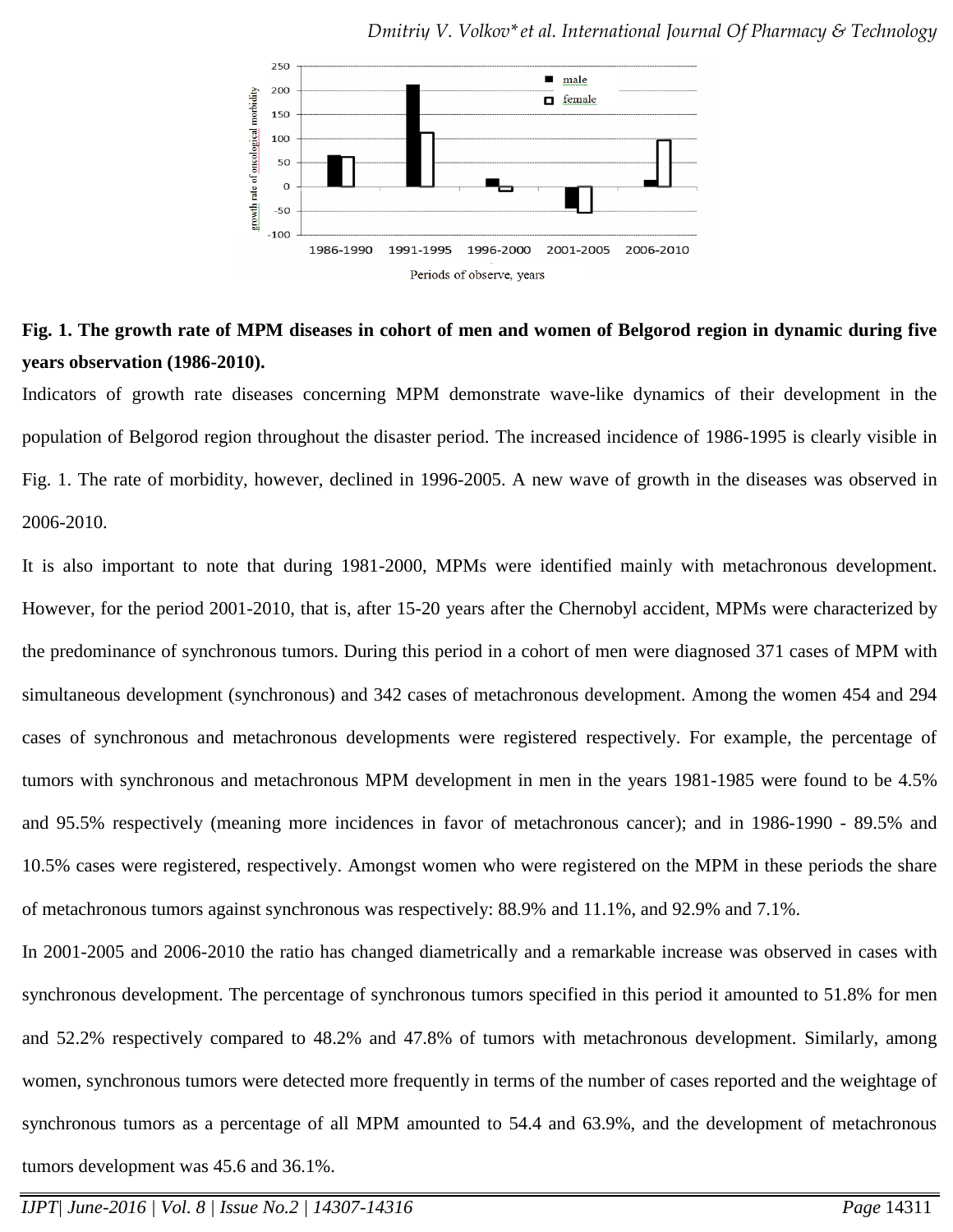250
200
150
100
50
0
-50
-100

growth rate of oncological morbidity

male
female

1986-1990
1991-1995
1996-2000
2001-2005
2006-2010

Periods of observe, years

**Fig. 1. The growth rate of MPM diseases in cohort of men and women of Belgorod region in dynamic during five years observation (1986-2010).**

Indicators of growth rate diseases concerning MPM demonstrate wave-like dynamics of their development in the population of Belgorod region throughout the disaster period. The increased incidence of 1986-1995 is clearly visible in Fig. 1. The rate of morbidity, however, declined in 1996-2005. A new wave of growth in the diseases was observed in 2006-2010.

It is also important to note that during 1981-2000, MPMs were identified mainly with metachronous development. However, for the period 2001-2010, that is, after 15-20 years after the Chernobyl accident, MPMs were characterized by the predominance of synchronous tumors. During this period in a cohort of men were diagnosed 371 cases of MPM with simultaneous development (synchronous) and 342 cases of metachronous development. Among the women 454 and 294 cases of synchronous and metachronous developments were registered respectively. For example, the percentage of tumors with synchronous and metachronous MPM development in men in the years 1981-1985 were found to be 4.5% and 95.5% respectively (meaning more incidences in favor of metachronous cancer); and in 1986-1990 - 89.5% and 10.5% cases were registered, respectively. Amongst women who were registered on the MPM in these periods the share of metachronous tumors against synchronous was respectively: 88.9% and 11.1%, and 92.9% and 7.1%.

In 2001-2005 and 2006-2010 the ratio has changed diametrically and a remarkable increase was observed in cases with synchronous development. The percentage of synchronous tumors specified in this period it amounted to 51.8% for men and 52.2% respectively compared to 48.2% and 47.8% of tumors with metachronous development. Similarly, among women, synchronous tumors were detected more frequently in terms of the number of cases reported and the weightage of synchronous tumors as a percentage of all MPM amounted to 54.4 and 63.9%, and the development of metachronous tumors development was 45.6 and 36.1%.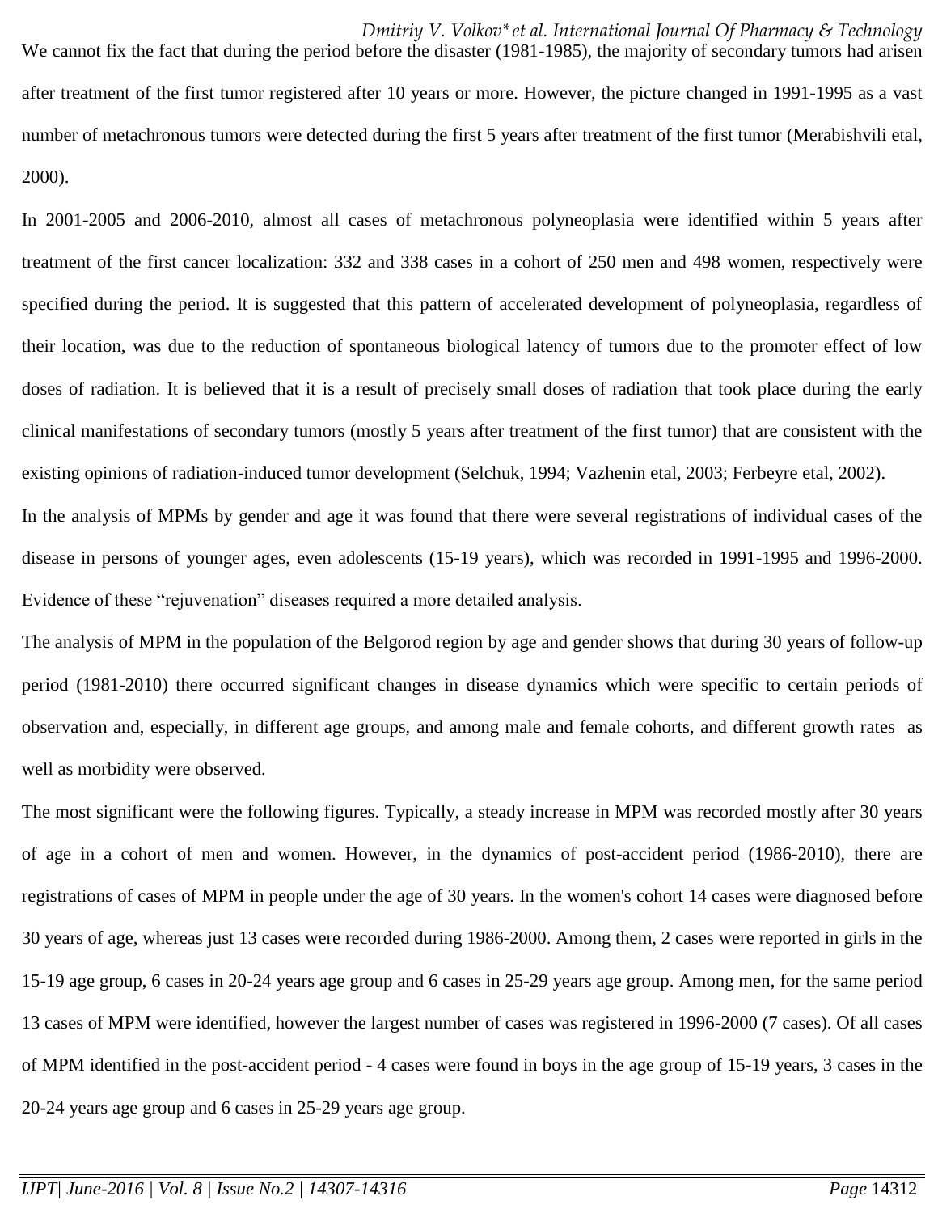We cannot fix the fact that during the period before the disaster (1981-1985), the majority of secondary tumors had arisen after treatment of the first tumor registered after 10 years or more. However, the picture changed in 1991-1995 as a vast number of metachronous tumors were detected during the first 5 years after treatment of the first tumor (Merabishvili etal, 2000).

In 2001-2005 and 2006-2010, almost all cases of metachronous polyneoplasia were identified within 5 years after treatment of the first cancer localization: 332 and 338 cases in a cohort of 250 men and 498 women, respectively were specified during the period. It is suggested that this pattern of accelerated development of polyneoplasia, regardless of their location, was due to the reduction of spontaneous biological latency of tumors due to the promoter effect of low doses of radiation. It is believed that it is a result of precisely small doses of radiation that took place during the early clinical manifestations of secondary tumors (mostly 5 years after treatment of the first tumor) that are consistent with the existing opinions of radiation-induced tumor development (Selchuk, 1994; Vazhenin etal, 2003; Ferbeyre etal, 2002).

In the analysis of MPMs by gender and age it was found that there were several registrations of individual cases of the disease in persons of younger ages, even adolescents (15-19 years), which was recorded in 1991-1995 and 1996-2000. Evidence of these "rejuvenation" diseases required a more detailed analysis.

The analysis of MPM in the population of the Belgorod region by age and gender shows that during 30 years of follow-up period (1981-2010) there occurred significant changes in disease dynamics which were specific to certain periods of observation and, especially, in different age groups, and among male and female cohorts, and different growth rates as well as morbidity were observed.

The most significant were the following figures. Typically, a steady increase in MPM was recorded mostly after 30 years of age in a cohort of men and women. However, in the dynamics of post-accident period (1986-2010), there are registrations of cases of MPM in people under the age of 30 years. In the women's cohort 14 cases were diagnosed before 30 years of age, whereas just 13 cases were recorded during 1986-2000. Among them, 2 cases were reported in girls in the 15-19 age group, 6 cases in 20-24 years age group and 6 cases in 25-29 years age group. Among men, for the same period 13 cases of MPM were identified, however the largest number of cases was registered in 1996-2000 (7 cases). Of all cases of MPM identified in the post-accident period - 4 cases were found in boys in the age group of 15-19 years, 3 cases in the 20-24 years age group and 6 cases in 25-29 years age group.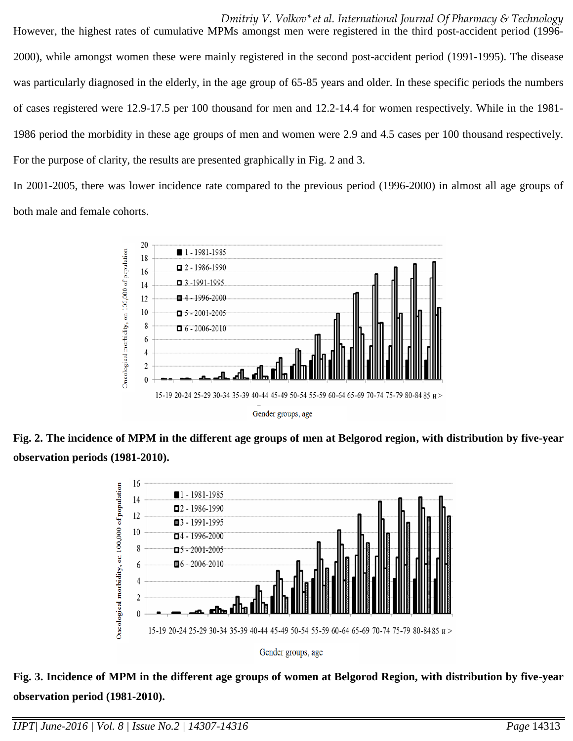However, the highest rates of cumulative MPMs amongst men were registered in the third post-accident period (1996-2000), while amongst women these were mainly registered in the second post-accident period (1991-1995). The disease was particularly diagnosed in the elderly, in the age group of 65-85 years and older. In these specific periods the numbers of cases registered were 12.9-17.5 per 100 thousand for men and 12.2-14.4 for women respectively. While in the 1981-1986 period the morbidity in these age groups of men and women were 2.9 and 4.5 cases per 100 thousand respectively. For the purpose of clarity, the results are presented graphically in Fig. 2 and 3.

In 2001-2005, there was lower incidence rate compared to the previous period (1996-2000) in almost all age groups of both male and female cohorts.

Oncological morbidity, on 100,000 of population

20
18
16
14
12
10
8
6
4
2
0

1 - 1981-1985
2 - 1986-1990
3 -1991-1995
4 - 1996-2000
5 - 2001-2005
6 - 2006-2010

15-19 20-24 25-29 30-34 35-39 40-44 45-49 50-54 55-59 60-64 65-69 70-74 75-79 80-84 85 и >

Gender groups, age

**Fig. 2. The incidence of MPM in the different age groups of men at Belgorod region, with distribution by five-year observation periods (1981-2010).**

Oncological morbidity, on 100,000 of population

16
14
12
10
8
6
4
2
0

1 - 1981-1985
2 - 1986-1990
3 - 1991-1995
4 - 1996-2000
5 - 2001-2005
6 - 2006-2010

15-19 20-24 25-29 30-34 35-39 40-44 45-49 50-54 55-59 60-64 65-69 70-74 75-79 80-84 85 и >

Gender groups, age

**Fig. 3. Incidence of MPM in the different age groups of women at Belgorod Region, with distribution by five-year observation period (1981-2010).**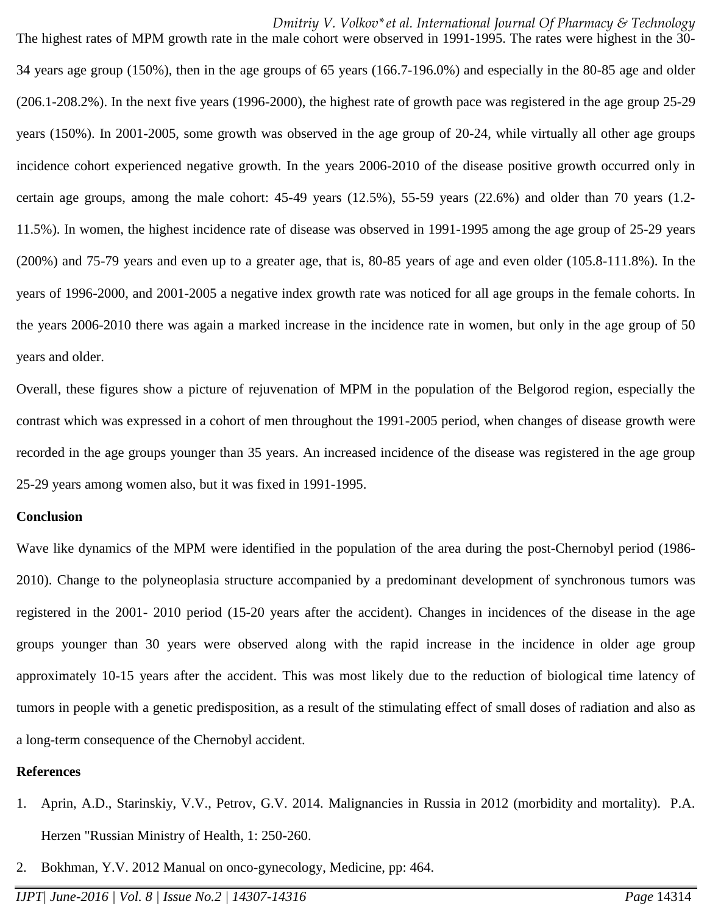The highest rates of MPM growth rate in the male cohort were observed in 1991-1995. The rates were highest in the 30-34 years age group (150%), then in the age groups of 65 years (166.7-196.0%) and especially in the 80-85 age and older (206.1-208.2%). In the next five years (1996-2000), the highest rate of growth pace was registered in the age group 25-29 years (150%). In 2001-2005, some growth was observed in the age group of 20-24, while virtually all other age groups incidence cohort experienced negative growth. In the years 2006-2010 of the disease positive growth occurred only in certain age groups, among the male cohort: 45-49 years (12.5%), 55-59 years (22.6%) and older than 70 years (1.2-11.5%). In women, the highest incidence rate of disease was observed in 1991-1995 among the age group of 25-29 years (200%) and 75-79 years and even up to a greater age, that is, 80-85 years of age and even older (105.8-111.8%). In the years of 1996-2000, and 2001-2005 a negative index growth rate was noticed for all age groups in the female cohorts. In the years 2006-2010 there was again a marked increase in the incidence rate in women, but only in the age group of 50 years and older.

Overall, these figures show a picture of rejuvenation of MPM in the population of the Belgorod region, especially the contrast which was expressed in a cohort of men throughout the 1991-2005 period, when changes of disease growth were recorded in the age groups younger than 35 years. An increased incidence of the disease was registered in the age group 25-29 years among women also, but it was fixed in 1991-1995.

## Conclusion

Wave like dynamics of the MPM were identified in the population of the area during the post-Chernobyl period (1986-2010). Change to the polyneoplasia structure accompanied by a predominant development of synchronous tumors was registered in the 2001- 2010 period (15-20 years after the accident). Changes in incidences of the disease in the age groups younger than 30 years were observed along with the rapid increase in the incidence in older age group approximately 10-15 years after the accident. This was most likely due to the reduction of biological time latency of tumors in people with a genetic predisposition, as a result of the stimulating effect of small doses of radiation and also as a long-term consequence of the Chernobyl accident.

## References

1. Aprin, A.D., Starinskiy, V.V., Petrov, G.V. 2014. Malignancies in Russia in 2012 (morbidity and mortality). P.A. Herzen "Russian Ministry of Health, 1: 250-260.
2. Bokhman, Y.V. 2012 Manual on onco-gynecology, Medicine, pp: 464.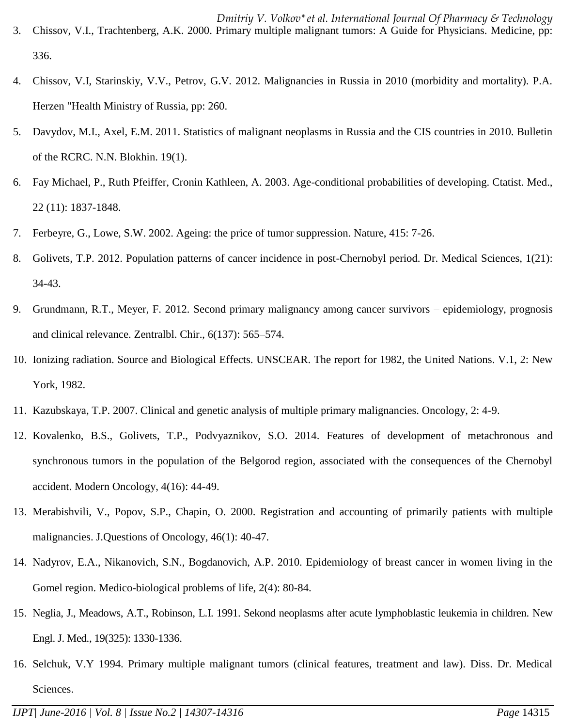3. Chissov, V.I., Trachtenberg, A.K. 2000. Primary multiple malignant tumors: A Guide for Physicians. Medicine, pp: 336.
4. Chissov, V.I, Starinskiy, V.V., Petrov, G.V. 2012. Malignancies in Russia in 2010 (morbidity and mortality). P.A. Herzen "Health Ministry of Russia, pp: 260.
5. Davydov, M.I., Axel, E.M. 2011. Statistics of malignant neoplasms in Russia and the CIS countries in 2010. Bulletin of the RCRC. N.N. Blokhin. 19(1).
6. Fay Michael, P., Ruth Pfeiffer, Cronin Kathleen, A. 2003. Age-conditional probabilities of developing. Ctatist. Med., 22 (11): 1837-1848.
7. Ferbeyre, G., Lowe, S.W. 2002. Ageing: the price of tumor suppression. Nature, 415: 7-26.
8. Golivets, T.P. 2012. Population patterns of cancer incidence in post-Chernobyl period. Dr. Medical Sciences, 1(21): 34-43.
9. Grundmann, R.T., Meyer, F. 2012. Second primary malignancy among cancer survivors – epidemiology, prognosis and clinical relevance. Zentralbl. Chir., 6(137): 565–574.
10. Ionizing radiation. Source and Biological Effects. UNSCEAR. The report for 1982, the United Nations. V.1, 2: New York, 1982.
11. Kazubskaya, T.P. 2007. Clinical and genetic analysis of multiple primary malignancies. Oncology, 2: 4-9.
12. Kovalenko, B.S., Golivets, T.P., Podvyaznikov, S.O. 2014. Features of development of metachronous and synchronous tumors in the population of the Belgorod region, associated with the consequences of the Chernobyl accident. Modern Oncology, 4(16): 44-49.
13. Merabishvili, V., Popov, S.P., Chapin, O. 2000. Registration and accounting of primarily patients with multiple malignancies. J.Questions of Oncology, 46(1): 40-47.
14. Nadyrov, E.A., Nikanovich, S.N., Bogdanovich, A.P. 2010. Epidemiology of breast cancer in women living in the Gomel region. Medico-biological problems of life, 2(4): 80-84.
15. Neglia, J., Meadows, A.T., Robinson, L.I. 1991. Sekond neoplasms after acute lymphoblastic leukemia in children. New Engl. J. Med., 19(325): 1330-1336.
16. Selchuk, V.Y 1994. Primary multiple malignant tumors (clinical features, treatment and law). Diss. Dr. Medical Sciences.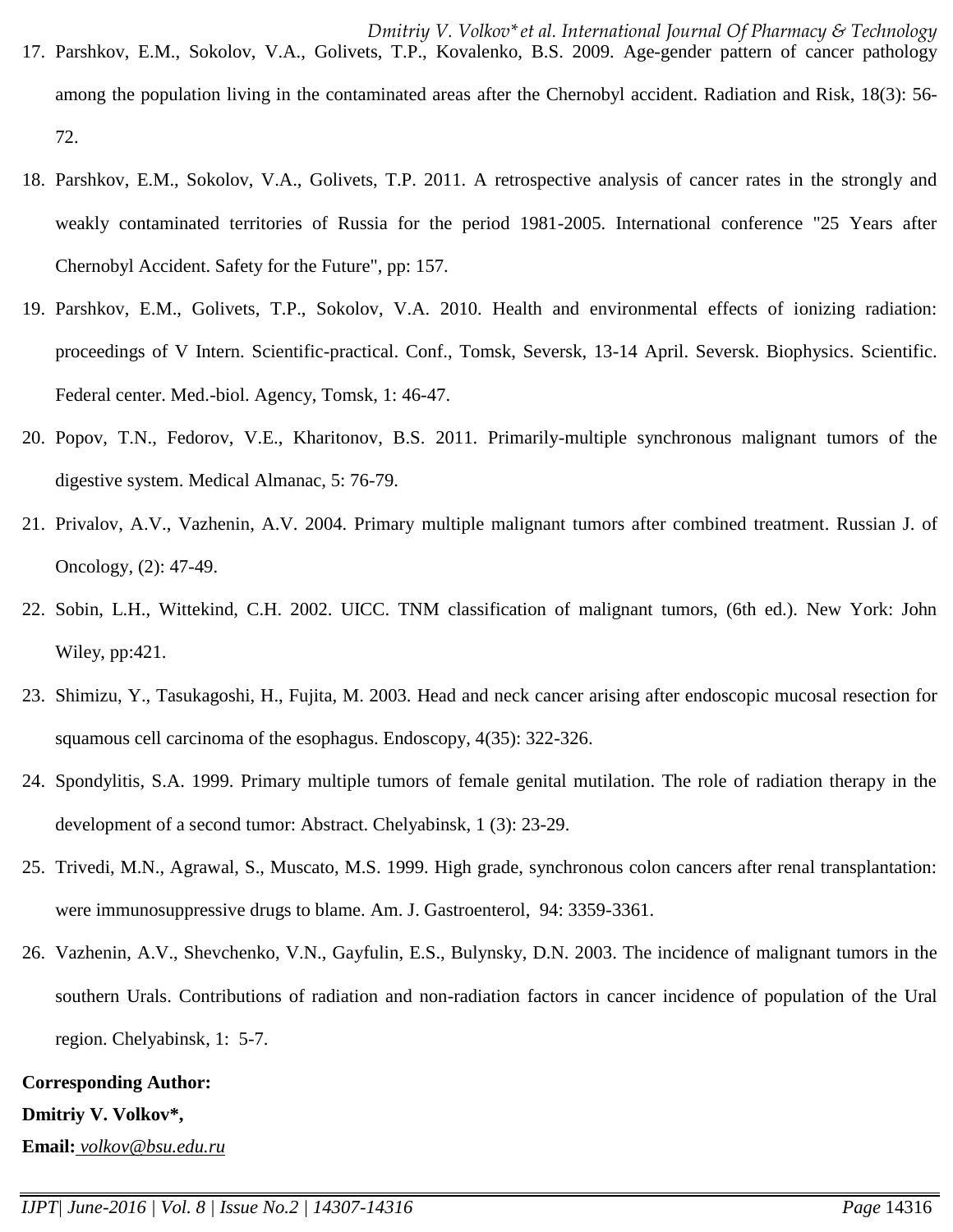17. Parshkov, E.M., Sokolov, V.A., Golivets, T.P., Kovalenko, B.S. 2009. Age-gender pattern of cancer pathology among the population living in the contaminated areas after the Chernobyl accident. Radiation and Risk, 18(3): 56-72.
18. Parshkov, E.M., Sokolov, V.A., Golivets, T.P. 2011. A retrospective analysis of cancer rates in the strongly and weakly contaminated territories of Russia for the period 1981-2005. International conference "25 Years after Chernobyl Accident. Safety for the Future", pp: 157.
19. Parshkov, E.M., Golivets, T.P., Sokolov, V.A. 2010. Health and environmental effects of ionizing radiation: proceedings of V Intern. Scientific-practical. Conf., Tomsk, Seversk, 13-14 April. Seversk. Biophysics. Scientific. Federal center. Med.-biol. Agency, Tomsk, 1: 46-47.
20. Popov, T.N., Fedorov, V.E., Kharitonov, B.S. 2011. Primarily-multiple synchronous malignant tumors of the digestive system. Medical Almanac, 5: 76-79.
21. Privalov, A.V., Vazhenin, A.V. 2004. Primary multiple malignant tumors after combined treatment. Russian J. of Oncology, (2): 47-49.
22. Sobin, L.H., Wittekind, C.H. 2002. UICC. TNM classification of malignant tumors, (6th ed.). New York: John Wiley, pp:421.
23. Shimizu, Y., Tasukagoshi, H., Fujita, M. 2003. Head and neck cancer arising after endoscopic mucosal resection for squamous cell carcinoma of the esophagus. Endoscopy, 4(35): 322-326.
24. Spondylitis, S.A. 1999. Primary multiple tumors of female genital mutilation. The role of radiation therapy in the development of a second tumor: Abstract. Chelyabinsk, 1 (3): 23-29.
25. Trivedi, M.N., Agrawal, S., Muscato, M.S. 1999. High grade, synchronous colon cancers after renal transplantation: were immunosuppressive drugs to blame. Am. J. Gastroenterol, 94: 3359-3361.
26. Vazhenin, A.V., Shevchenko, V.N., Gayfulin, E.S., Bulynsky, D.N. 2003. The incidence of malignant tumors in the southern Urals. Contributions of radiation and non-radiation factors in cancer incidence of population of the Ural region. Chelyabinsk, 1: 5-7.

**Corresponding Author:**

**Dmitriy V. Volkov\*,**

**Email:** volkov@bsu.edu.ru